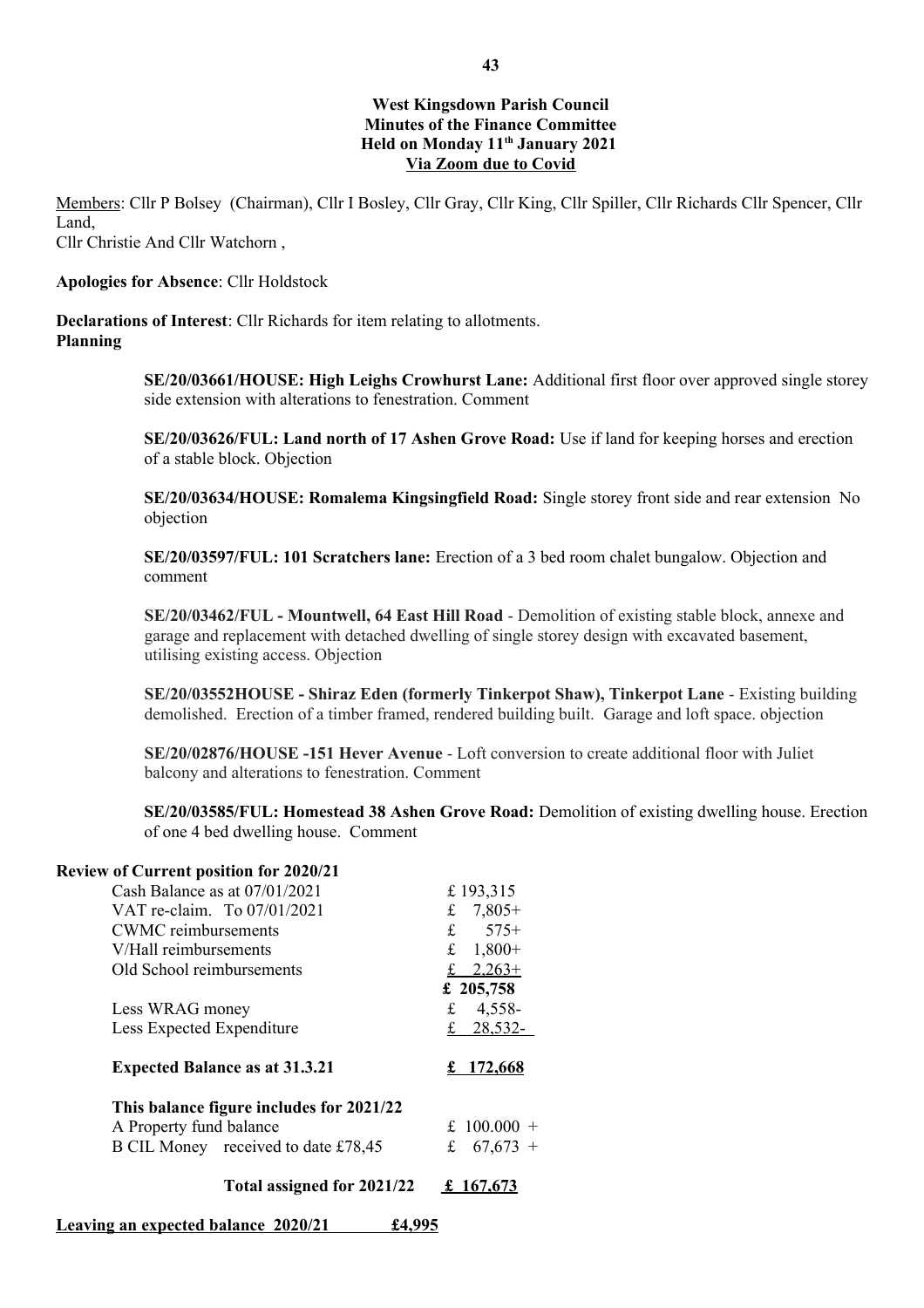**West Kingsdown Parish Council**
**Minutes of the Finance Committee**
**Held on Monday 11th January 2021**
**Via Zoom due to Covid**

Members: Cllr P Bolsey (Chairman), Cllr I Bosley, Cllr Gray, Cllr King, Cllr Spiller, Cllr Richards Cllr Spencer, Cllr Land,
Cllr Christie And Cllr Watchorn ,

**Apologies for Absence**: Cllr Holdstock

**Declarations of Interest**: Cllr Richards for item relating to allotments.

**Planning**

**SE/20/03661/HOUSE: High Leighs Crowhurst Lane:** Additional first floor over approved single storey side extension with alterations to fenestration. Comment

**SE/20/03626/FUL: Land north of 17 Ashen Grove Road:** Use if land for keeping horses and erection of a stable block. Objection

**SE/20/03634/HOUSE: Romalema Kingsingfield Road:** Single storey front side and rear extension No objection

**SE/20/03597/FUL: 101 Scratchers lane:** Erection of a 3 bed room chalet bungalow. Objection and comment

**SE/20/03462/FUL - Mountwell, 64 East Hill Road** - Demolition of existing stable block, annexe and garage and replacement with detached dwelling of single storey design with excavated basement, utilising existing access. Objection

**SE/20/03552HOUSE - Shiraz Eden (formerly Tinkerpot Shaw), Tinkerpot Lane** - Existing building demolished. Erection of a timber framed, rendered building built. Garage and loft space. objection

**SE/20/02876/HOUSE -151 Hever Avenue** - Loft conversion to create additional floor with Juliet balcony and alterations to fenestration. Comment

**SE/20/03585/FUL: Homestead 38 Ashen Grove Road:** Demolition of existing dwelling house. Erection of one 4 bed dwelling house. Comment

**Review of Current position for 2020/21**

| | |
|---|---|
| Cash Balance as at 07/01/2021 | £ 193,315 |
| VAT re-claim. To 07/01/2021 | £ 7,805+ |
| CWMC reimbursements | £ 575+ |
| V/Hall reimbursements | £ 1,800+ |
| Old School reimbursements | £ 2,263+ |
| | **£ 205,758** |
| Less WRAG money | £ 4,558- |
| Less Expected Expenditure | £ 28,532- |
| **Expected Balance as at 31.3.21** | **£ 172,668** |
| **This balance figure includes for 2021/22** | |
| A Property fund balance | £ 100.000 + |
| B CIL Money received to date £78,45 | £ 67,673 + |
| **Total assigned for 2021/22** | **£ 167,673** |

**Leaving an expected balance 2020/21 £4,995**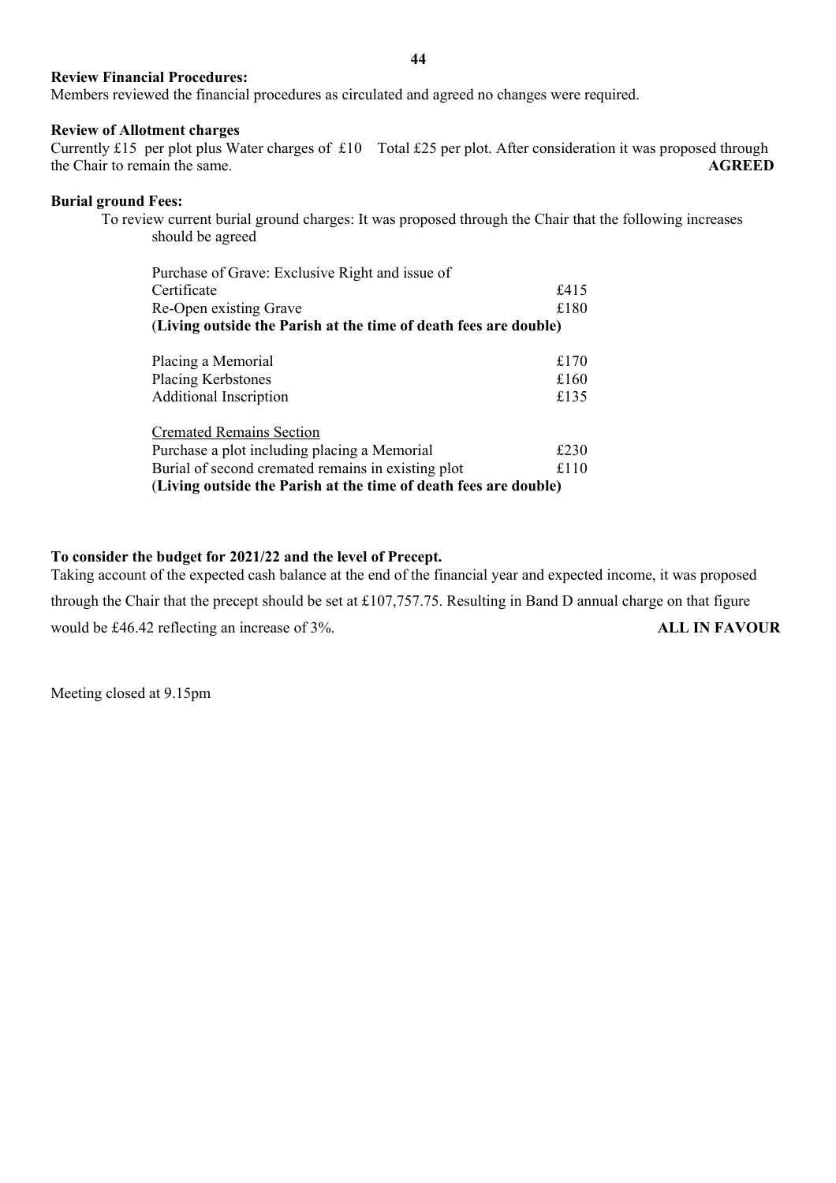**Review Financial Procedures:**
Members reviewed the financial procedures as circulated and agreed no changes were required.

**Review of Allotment charges**
Currently £15 per plot plus Water charges of £10 Total £25 per plot. After consideration it was proposed through the Chair to remain the same. **AGREED**

**Burial ground Fees:**

To review current burial ground charges: It was proposed through the Chair that the following increases should be agreed

| | |
|---|---|
| Purchase of Grave: Exclusive Right and issue of Certificate | £415 |
| Re-Open existing Grave | £180 |
| **(Living outside the Parish at the time of death fees are double)** | |
| Placing a Memorial | £170 |
| Placing Kerbstones | £160 |
| Additional Inscription | £135 |
| <u>Cremated Remains Section</u> | |
| Purchase a plot including placing a Memorial | £230 |
| Burial of second cremated remains in existing plot | £110 |
| **(Living outside the Parish at the time of death fees are double)** | |

**To consider the budget for 2021/22 and the level of Precept.**
Taking account of the expected cash balance at the end of the financial year and expected income, it was proposed through the Chair that the precept should be set at £107,757.75. Resulting in Band D annual charge on that figure would be £46.42 reflecting an increase of 3%. **ALL IN FAVOUR**

Meeting closed at 9.15pm